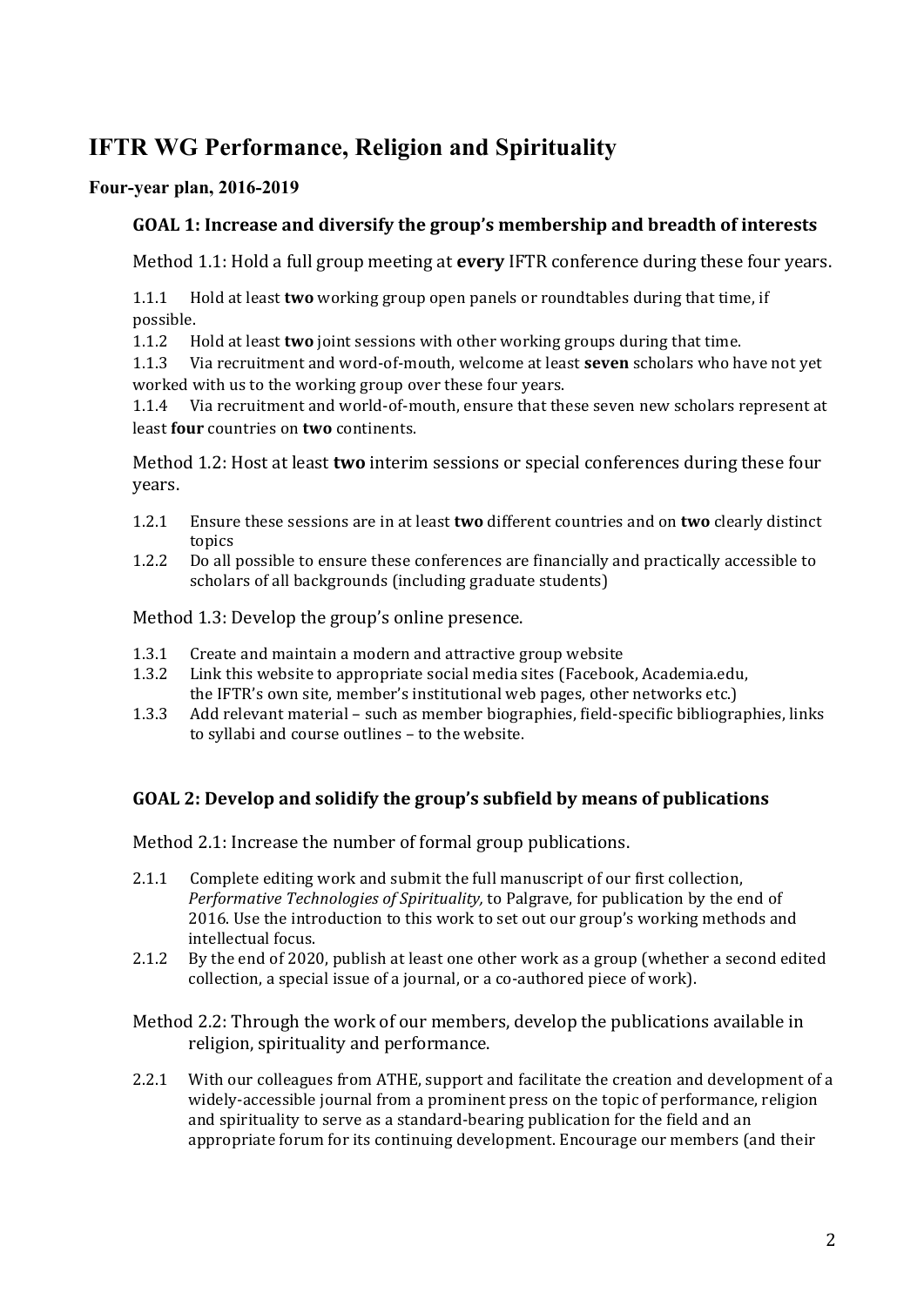# IFTR WG Performance, Religion and Spirituality

### Four-year plan, 2016-2019

#### GOAL 1: Increase and diversify the group's membership and breadth of interests

Method 1.1: Hold a full group meeting at **every** IFTR conference during these four years.

1.1.1 Hold at least **two** working group open panels or roundtables during that time, if possible.

1.1.2 Hold at least **two** joint sessions with other working groups during that time.

1.1.3 Via recruitment and word-of-mouth, welcome at least **seven** scholars who have not yet worked with us to the working group over these four years.

1.1.4 Via recruitment and world-of-mouth, ensure that these seven new scholars represent at least **four** countries on **two** continents.

Method 1.2: Host at least **two** interim sessions or special conferences during these four years.

1.2.1 Ensure these sessions are in at least **two** different countries and on **two** clearly distinct topics

1.2.2 Do all possible to ensure these conferences are financially and practically accessible to scholars of all backgrounds (including graduate students)

Method 1.3: Develop the group's online presence.

1.3.1 Create and maintain a modern and attractive group website

1.3.2 Link this website to appropriate social media sites (Facebook, Academia.edu, the IFTR's own site, member's institutional web pages, other networks etc.)

1.3.3 Add relevant material – such as member biographies, field-specific bibliographies, links to syllabi and course outlines – to the website.

#### GOAL 2: Develop and solidify the group's subfield by means of publications

Method 2.1: Increase the number of formal group publications.

2.1.1 Complete editing work and submit the full manuscript of our first collection, *Performative Technologies of Spirituality,* to Palgrave, for publication by the end of 2016. Use the introduction to this work to set out our group's working methods and intellectual focus.

2.1.2 By the end of 2020, publish at least one other work as a group (whether a second edited collection, a special issue of a journal, or a co-authored piece of work).

Method 2.2: Through the work of our members, develop the publications available in religion, spirituality and performance.

2.2.1 With our colleagues from ATHE, support and facilitate the creation and development of a widely-accessible journal from a prominent press on the topic of performance, religion and spirituality to serve as a standard-bearing publication for the field and an appropriate forum for its continuing development. Encourage our members (and their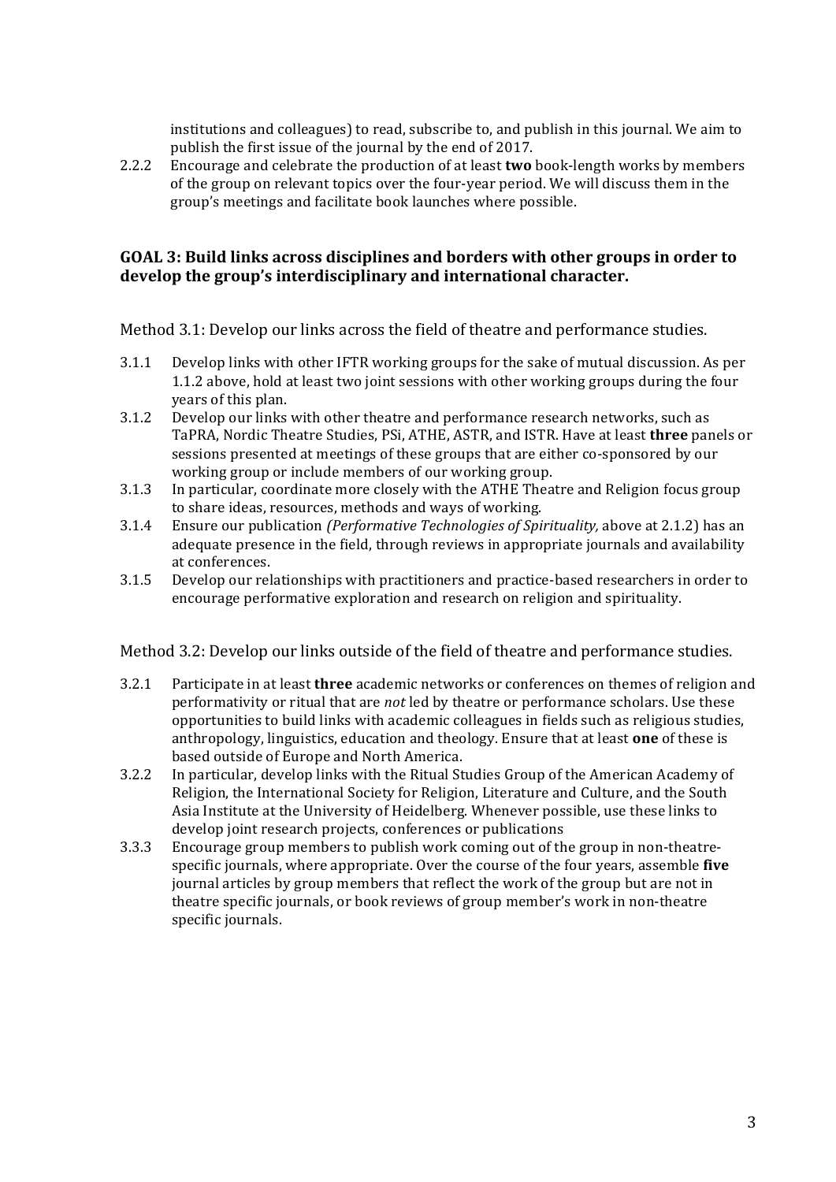institutions and colleagues) to read, subscribe to, and publish in this journal. We aim to publish the first issue of the journal by the end of 2017.

2.2.2 Encourage and celebrate the production of at least **two** book-length works by members of the group on relevant topics over the four-year period. We will discuss them in the group's meetings and facilitate book launches where possible.

### GOAL 3: Build links across disciplines and borders with other groups in order to develop the group's interdisciplinary and international character.

Method 3.1: Develop our links across the field of theatre and performance studies.

3.1.1 Develop links with other IFTR working groups for the sake of mutual discussion. As per 1.1.2 above, hold at least two joint sessions with other working groups during the four years of this plan.

3.1.2 Develop our links with other theatre and performance research networks, such as TaPRA, Nordic Theatre Studies, PSi, ATHE, ASTR, and ISTR. Have at least **three** panels or sessions presented at meetings of these groups that are either co-sponsored by our working group or include members of our working group.

3.1.3 In particular, coordinate more closely with the ATHE Theatre and Religion focus group to share ideas, resources, methods and ways of working.

3.1.4 Ensure our publication *(Performative Technologies of Spirituality,* above at 2.1.2) has an adequate presence in the field, through reviews in appropriate journals and availability at conferences.

3.1.5 Develop our relationships with practitioners and practice-based researchers in order to encourage performative exploration and research on religion and spirituality.

Method 3.2: Develop our links outside of the field of theatre and performance studies.

3.2.1 Participate in at least **three** academic networks or conferences on themes of religion and performativity or ritual that are *not* led by theatre or performance scholars. Use these opportunities to build links with academic colleagues in fields such as religious studies, anthropology, linguistics, education and theology. Ensure that at least **one** of these is based outside of Europe and North America.

3.2.2 In particular, develop links with the Ritual Studies Group of the American Academy of Religion, the International Society for Religion, Literature and Culture, and the South Asia Institute at the University of Heidelberg. Whenever possible, use these links to develop joint research projects, conferences or publications

3.3.3 Encourage group members to publish work coming out of the group in non-theatre-specific journals, where appropriate. Over the course of the four years, assemble **five** journal articles by group members that reflect the work of the group but are not in theatre specific journals, or book reviews of group member's work in non-theatre specific journals.